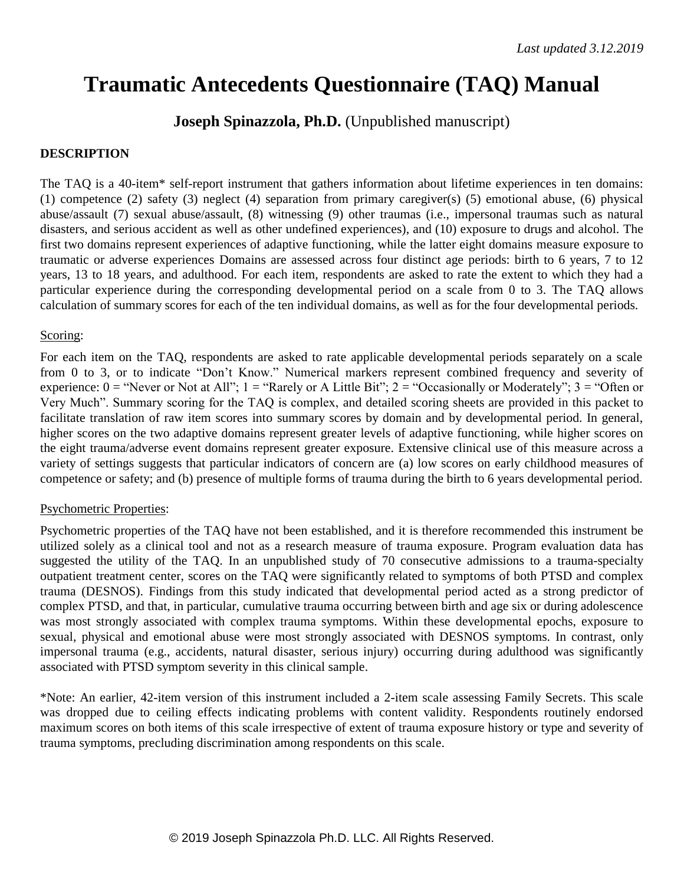*Last updated 3.12.2019*

# Traumatic Antecedents Questionnaire (TAQ) Manual

**Joseph Spinazzola, Ph.D.** (Unpublished manuscript)

**DESCRIPTION**

The TAQ is a 40-item* self-report instrument that gathers information about lifetime experiences in ten domains: (1) competence (2) safety (3) neglect (4) separation from primary caregiver(s) (5) emotional abuse, (6) physical abuse/assault (7) sexual abuse/assault, (8) witnessing (9) other traumas (i.e., impersonal traumas such as natural disasters, and serious accident as well as other undefined experiences), and (10) exposure to drugs and alcohol. The first two domains represent experiences of adaptive functioning, while the latter eight domains measure exposure to traumatic or adverse experiences Domains are assessed across four distinct age periods: birth to 6 years, 7 to 12 years, 13 to 18 years, and adulthood. For each item, respondents are asked to rate the extent to which they had a particular experience during the corresponding developmental period on a scale from 0 to 3. The TAQ allows calculation of summary scores for each of the ten individual domains, as well as for the four developmental periods.

<u>Scoring</u>:

For each item on the TAQ, respondents are asked to rate applicable developmental periods separately on a scale from 0 to 3, or to indicate "Don't Know." Numerical markers represent combined frequency and severity of experience: 0 = "Never or Not at All"; 1 = "Rarely or A Little Bit"; 2 = "Occasionally or Moderately"; 3 = "Often or Very Much". Summary scoring for the TAQ is complex, and detailed scoring sheets are provided in this packet to facilitate translation of raw item scores into summary scores by domain and by developmental period. In general, higher scores on the two adaptive domains represent greater levels of adaptive functioning, while higher scores on the eight trauma/adverse event domains represent greater exposure. Extensive clinical use of this measure across a variety of settings suggests that particular indicators of concern are (a) low scores on early childhood measures of competence or safety; and (b) presence of multiple forms of trauma during the birth to 6 years developmental period.

<u>Psychometric Properties</u>:

Psychometric properties of the TAQ have not been established, and it is therefore recommended this instrument be utilized solely as a clinical tool and not as a research measure of trauma exposure. Program evaluation data has suggested the utility of the TAQ. In an unpublished study of 70 consecutive admissions to a trauma-specialty outpatient treatment center, scores on the TAQ were significantly related to symptoms of both PTSD and complex trauma (DESNOS). Findings from this study indicated that developmental period acted as a strong predictor of complex PTSD, and that, in particular, cumulative trauma occurring between birth and age six or during adolescence was most strongly associated with complex trauma symptoms. Within these developmental epochs, exposure to sexual, physical and emotional abuse were most strongly associated with DESNOS symptoms. In contrast, only impersonal trauma (e.g., accidents, natural disaster, serious injury) occurring during adulthood was significantly associated with PTSD symptom severity in this clinical sample.

*Note: An earlier, 42-item version of this instrument included a 2-item scale assessing Family Secrets. This scale was dropped due to ceiling effects indicating problems with content validity. Respondents routinely endorsed maximum scores on both items of this scale irrespective of extent of trauma exposure history or type and severity of trauma symptoms, precluding discrimination among respondents on this scale.

© 2019 Joseph Spinazzola Ph.D. LLC. All Rights Reserved.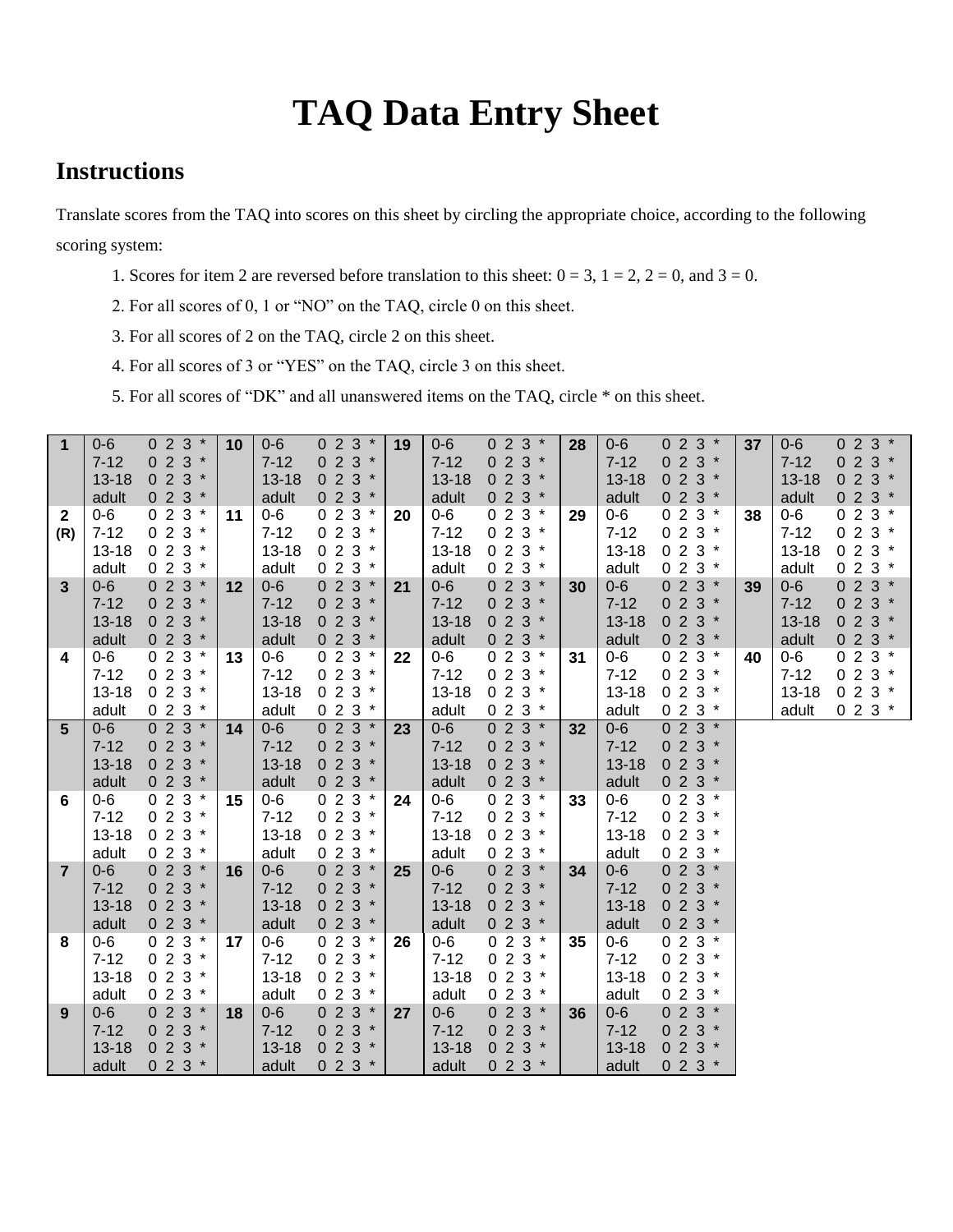# TAQ Data Entry Sheet

## Instructions

Translate scores from the TAQ into scores on this sheet by circling the appropriate choice, according to the following scoring system:

1. Scores for item 2 are reversed before translation to this sheet: 0 = 3, 1 = 2, 2 = 0, and 3 = 0.
2. For all scores of 0, 1 or "NO" on the TAQ, circle 0 on this sheet.
3. For all scores of 2 on the TAQ, circle 2 on this sheet.
4. For all scores of 3 or "YES" on the TAQ, circle 3 on this sheet.
5. For all scores of "DK" and all unanswered items on the TAQ, circle * on this sheet.

| Item | Age | Score | Item | Age | Score | Item | Age | Score | Item | Age | Score | Item | Age | Score |
|---|---|---|---|---|---|---|---|---|---|---|---|---|---|---|
| **1** | 0-6 | 0 2 3 * | **10** | 0-6 | 0 2 3 * | **19** | 0-6 | 0 2 3 * | **28** | 0-6 | 0 2 3 * | **37** | 0-6 | 0 2 3 * |
| | 7-12 | 0 2 3 * | | 7-12 | 0 2 3 * | | 7-12 | 0 2 3 * | | 7-12 | 0 2 3 * | | 7-12 | 0 2 3 * |
| | 13-18 | 0 2 3 * | | 13-18 | 0 2 3 * | | 13-18 | 0 2 3 * | | 13-18 | 0 2 3 * | | 13-18 | 0 2 3 * |
| | adult | 0 2 3 * | | adult | 0 2 3 * | | adult | 0 2 3 * | | adult | 0 2 3 * | | adult | 0 2 3 * |
| **2 (R)** | 0-6 | 0 2 3 * | **11** | 0-6 | 0 2 3 * | **20** | 0-6 | 0 2 3 * | **29** | 0-6 | 0 2 3 * | **38** | 0-6 | 0 2 3 * |
| | 7-12 | 0 2 3 * | | 7-12 | 0 2 3 * | | 7-12 | 0 2 3 * | | 7-12 | 0 2 3 * | | 7-12 | 0 2 3 * |
| | 13-18 | 0 2 3 * | | 13-18 | 0 2 3 * | | 13-18 | 0 2 3 * | | 13-18 | 0 2 3 * | | 13-18 | 0 2 3 * |
| | adult | 0 2 3 * | | adult | 0 2 3 * | | adult | 0 2 3 * | | adult | 0 2 3 * | | adult | 0 2 3 * |
| **3** | 0-6 | 0 2 3 * | **12** | 0-6 | 0 2 3 * | **21** | 0-6 | 0 2 3 * | **30** | 0-6 | 0 2 3 * | **39** | 0-6 | 0 2 3 * |
| | 7-12 | 0 2 3 * | | 7-12 | 0 2 3 * | | 7-12 | 0 2 3 * | | 7-12 | 0 2 3 * | | 7-12 | 0 2 3 * |
| | 13-18 | 0 2 3 * | | 13-18 | 0 2 3 * | | 13-18 | 0 2 3 * | | 13-18 | 0 2 3 * | | 13-18 | 0 2 3 * |
| | adult | 0 2 3 * | | adult | 0 2 3 * | | adult | 0 2 3 * | | adult | 0 2 3 * | | adult | 0 2 3 * |
| **4** | 0-6 | 0 2 3 * | **13** | 0-6 | 0 2 3 * | **22** | 0-6 | 0 2 3 * | **31** | 0-6 | 0 2 3 * | **40** | 0-6 | 0 2 3 * |
| | 7-12 | 0 2 3 * | | 7-12 | 0 2 3 * | | 7-12 | 0 2 3 * | | 7-12 | 0 2 3 * | | 7-12 | 0 2 3 * |
| | 13-18 | 0 2 3 * | | 13-18 | 0 2 3 * | | 13-18 | 0 2 3 * | | 13-18 | 0 2 3 * | | 13-18 | 0 2 3 * |
| | adult | 0 2 3 * | | adult | 0 2 3 * | | adult | 0 2 3 * | | adult | 0 2 3 * | | adult | 0 2 3 * |
| **5** | 0-6 | 0 2 3 * | **14** | 0-6 | 0 2 3 * | **23** | 0-6 | 0 2 3 * | **32** | 0-6 | 0 2 3 * | | | |
| | 7-12 | 0 2 3 * | | 7-12 | 0 2 3 * | | 7-12 | 0 2 3 * | | 7-12 | 0 2 3 * | | | |
| | 13-18 | 0 2 3 * | | 13-18 | 0 2 3 * | | 13-18 | 0 2 3 * | | 13-18 | 0 2 3 * | | | |
| | adult | 0 2 3 * | | adult | 0 2 3 * | | adult | 0 2 3 * | | adult | 0 2 3 * | | | |
| **6** | 0-6 | 0 2 3 * | **15** | 0-6 | 0 2 3 * | **24** | 0-6 | 0 2 3 * | **33** | 0-6 | 0 2 3 * | | | |
| | 7-12 | 0 2 3 * | | 7-12 | 0 2 3 * | | 7-12 | 0 2 3 * | | 7-12 | 0 2 3 * | | | |
| | 13-18 | 0 2 3 * | | 13-18 | 0 2 3 * | | 13-18 | 0 2 3 * | | 13-18 | 0 2 3 * | | | |
| | adult | 0 2 3 * | | adult | 0 2 3 * | | adult | 0 2 3 * | | adult | 0 2 3 * | | | |
| **7** | 0-6 | 0 2 3 * | **16** | 0-6 | 0 2 3 * | **25** | 0-6 | 0 2 3 * | **34** | 0-6 | 0 2 3 * | | | |
| | 7-12 | 0 2 3 * | | 7-12 | 0 2 3 * | | 7-12 | 0 2 3 * | | 7-12 | 0 2 3 * | | | |
| | 13-18 | 0 2 3 * | | 13-18 | 0 2 3 * | | 13-18 | 0 2 3 * | | 13-18 | 0 2 3 * | | | |
| | adult | 0 2 3 * | | adult | 0 2 3 * | | adult | 0 2 3 * | | adult | 0 2 3 * | | | |
| **8** | 0-6 | 0 2 3 * | **17** | 0-6 | 0 2 3 * | **26** | 0-6 | 0 2 3 * | **35** | 0-6 | 0 2 3 * | | | |
| | 7-12 | 0 2 3 * | | 7-12 | 0 2 3 * | | 7-12 | 0 2 3 * | | 7-12 | 0 2 3 * | | | |
| | 13-18 | 0 2 3 * | | 13-18 | 0 2 3 * | | 13-18 | 0 2 3 * | | 13-18 | 0 2 3 * | | | |
| | adult | 0 2 3 * | | adult | 0 2 3 * | | adult | 0 2 3 * | | adult | 0 2 3 * | | | |
| **9** | 0-6 | 0 2 3 * | **18** | 0-6 | 0 2 3 * | **27** | 0-6 | 0 2 3 * | **36** | 0-6 | 0 2 3 * | | | |
| | 7-12 | 0 2 3 * | | 7-12 | 0 2 3 * | | 7-12 | 0 2 3 * | | 7-12 | 0 2 3 * | | | |
| | 13-18 | 0 2 3 * | | 13-18 | 0 2 3 * | | 13-18 | 0 2 3 * | | 13-18 | 0 2 3 * | | | |
| | adult | 0 2 3 * | | adult | 0 2 3 * | | adult | 0 2 3 * | | adult | 0 2 3 * | | | |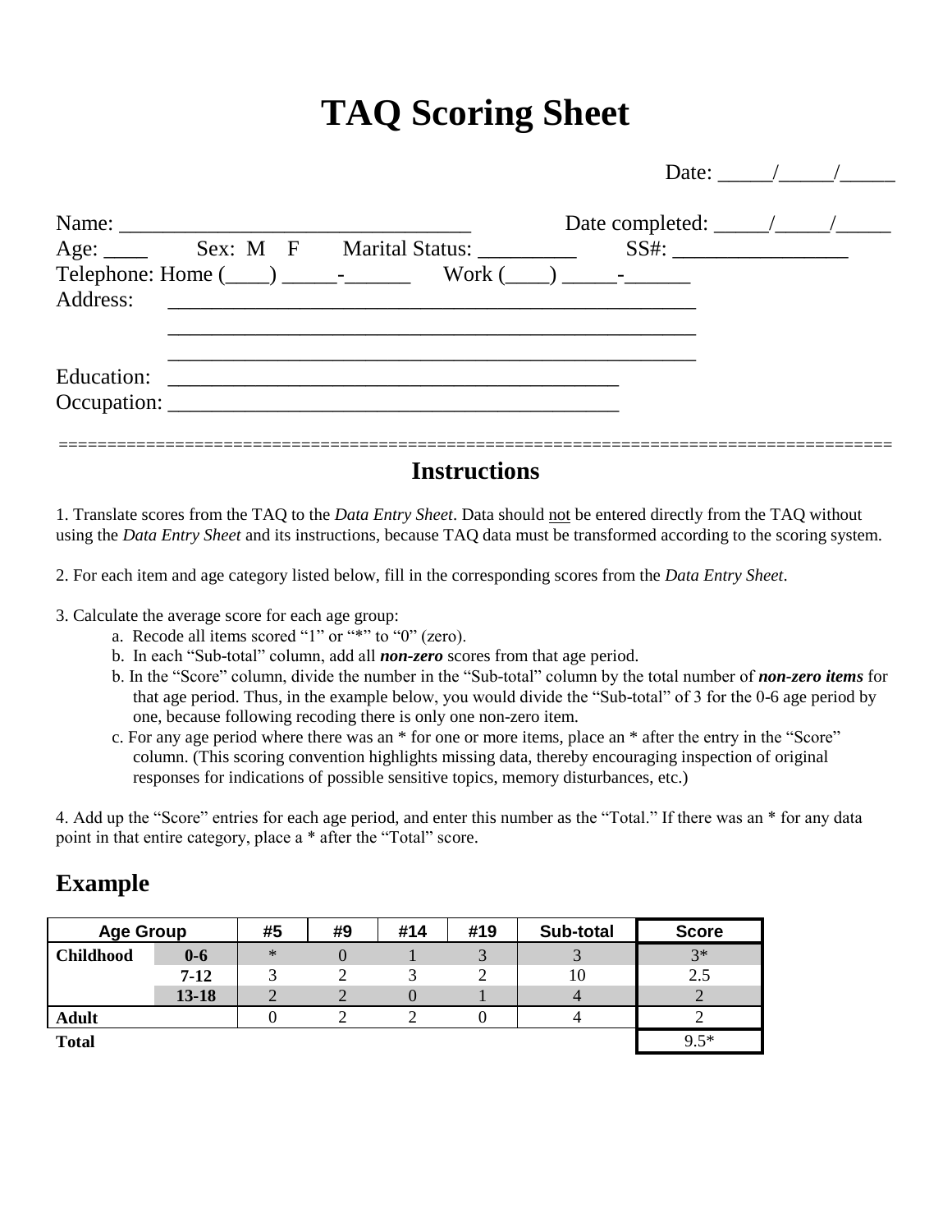# TAQ Scoring Sheet

Date: _____/_____/_____

Name: ________________________________ Date completed: _____/_____/_____

Age: ____ Sex: M F Marital Status: _________ SS#: ________________

Telephone: Home (____) _____-______ Work (____) _____-______

Address: ________________________________________________

________________________________________________

________________________________________________

Education: ________________________________________

Occupation: ________________________________________

================================================================================

## Instructions

1. Translate scores from the TAQ to the *Data Entry Sheet*. Data should not be entered directly from the TAQ without using the *Data Entry Sheet* and its instructions, because TAQ data must be transformed according to the scoring system.

2. For each item and age category listed below, fill in the corresponding scores from the *Data Entry Sheet*.

3. Calculate the average score for each age group:
   a. Recode all items scored "1" or "*" to "0" (zero).
   b. In each "Sub-total" column, add all ***non-zero*** scores from that age period.
   b. In the "Score" column, divide the number in the "Sub-total" column by the total number of ***non-zero items*** for that age period. Thus, in the example below, you would divide the "Sub-total" of 3 for the 0-6 age period by one, because following recoding there is only one non-zero item.
   c. For any age period where there was an * for one or more items, place an * after the entry in the "Score" column. (This scoring convention highlights missing data, thereby encouraging inspection of original responses for indications of possible sensitive topics, memory disturbances, etc.)

4. Add up the "Score" entries for each age period, and enter this number as the "Total." If there was an * for any data point in that entire category, place a * after the "Total" score.

## Example

| Age Group | | #5 | #9 | #14 | #19 | Sub-total | Score |
|---|---|---|---|---|---|---|---|
| **Childhood** | **0-6** | * | 0 | 1 | 3 | 3 | 3* |
| | **7-12** | 3 | 2 | 3 | 2 | 10 | 2.5 |
| | **13-18** | 2 | 2 | 0 | 1 | 4 | 2 |
| **Adult** | | 0 | 2 | 2 | 0 | 4 | 2 |
| **Total** | | | | | | | 9.5* |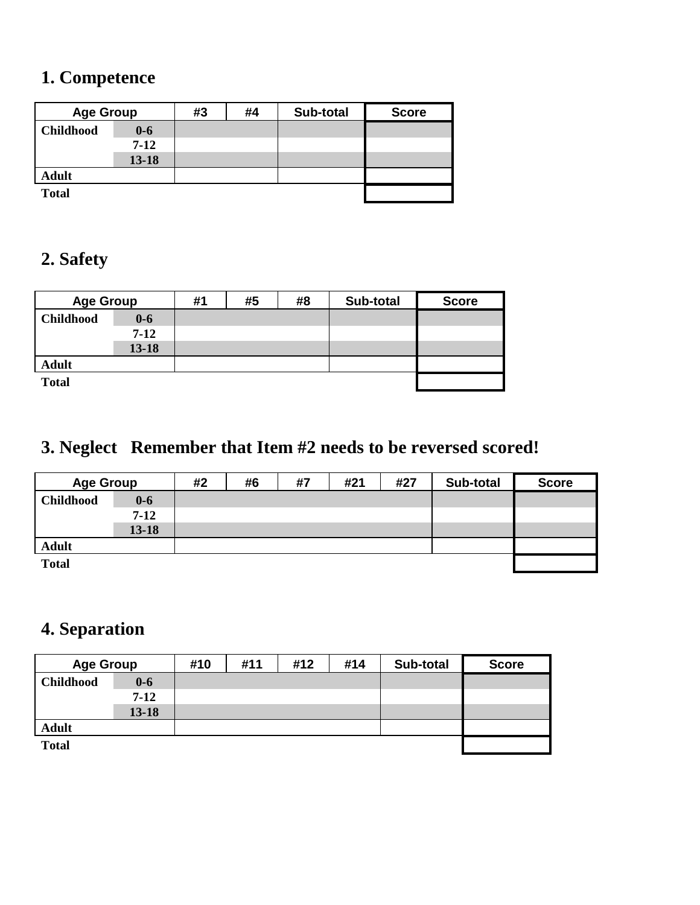## 1. Competence

| Age Group | | #3 | #4 | Sub-total | Score |
|---|---|---|---|---|---|
| Childhood | 0-6 | | | | |
| | 7-12 | | | | |
| | 13-18 | | | | |
| Adult | | | | | |
| Total | | | | | |

## 2. Safety

| Age Group | | #1 | #5 | #8 | Sub-total | Score |
|---|---|---|---|---|---|---|
| Childhood | 0-6 | | | | | |
| | 7-12 | | | | | |
| | 13-18 | | | | | |
| Adult | | | | | | |
| Total | | | | | | |

## 3. Neglect Remember that Item #2 needs to be reversed scored!

| Age Group | | #2 | #6 | #7 | #21 | #27 | Sub-total | Score |
|---|---|---|---|---|---|---|---|---|
| Childhood | 0-6 | | | | | | | |
| | 7-12 | | | | | | | |
| | 13-18 | | | | | | | |
| Adult | | | | | | | | |
| Total | | | | | | | | |

## 4. Separation

| Age Group | | #10 | #11 | #12 | #14 | Sub-total | Score |
|---|---|---|---|---|---|---|---|
| Childhood | 0-6 | | | | | | |
| | 7-12 | | | | | | |
| | 13-18 | | | | | | |
| Adult | | | | | | | |
| Total | | | | | | | |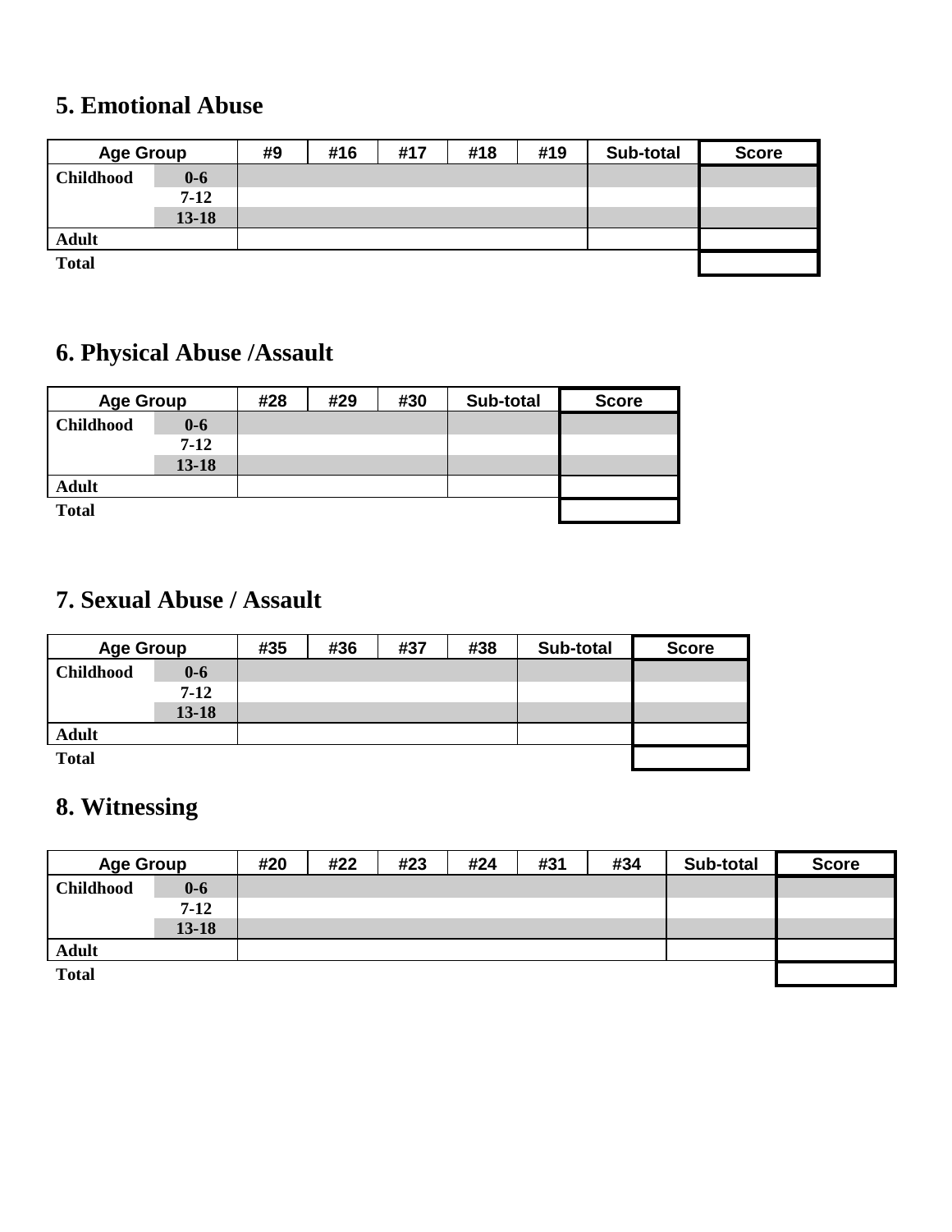## 5. Emotional Abuse

| Age Group | | #9 | #16 | #17 | #18 | #19 | Sub-total | Score |
|---|---|---|---|---|---|---|---|---|
| **Childhood** | **0-6** | | | | | | | |
| | **7-12** | | | | | | | |
| | **13-18** | | | | | | | |
| **Adult** | | | | | | | | |
| **Total** | | | | | | | | |

## 6. Physical Abuse /Assault

| Age Group | | #28 | #29 | #30 | Sub-total | Score |
|---|---|---|---|---|---|---|
| **Childhood** | **0-6** | | | | | |
| | **7-12** | | | | | |
| | **13-18** | | | | | |
| **Adult** | | | | | | |
| **Total** | | | | | | |

## 7. Sexual Abuse / Assault

| Age Group | | #35 | #36 | #37 | #38 | Sub-total | Score |
|---|---|---|---|---|---|---|---|
| **Childhood** | **0-6** | | | | | | |
| | **7-12** | | | | | | |
| | **13-18** | | | | | | |
| **Adult** | | | | | | | |
| **Total** | | | | | | | |

## 8. Witnessing

| Age Group | | #20 | #22 | #23 | #24 | #31 | #34 | Sub-total | Score |
|---|---|---|---|---|---|---|---|---|---|
| **Childhood** | **0-6** | | | | | | | | |
| | **7-12** | | | | | | | | |
| | **13-18** | | | | | | | | |
| **Adult** | | | | | | | | | |
| **Total** | | | | | | | | | |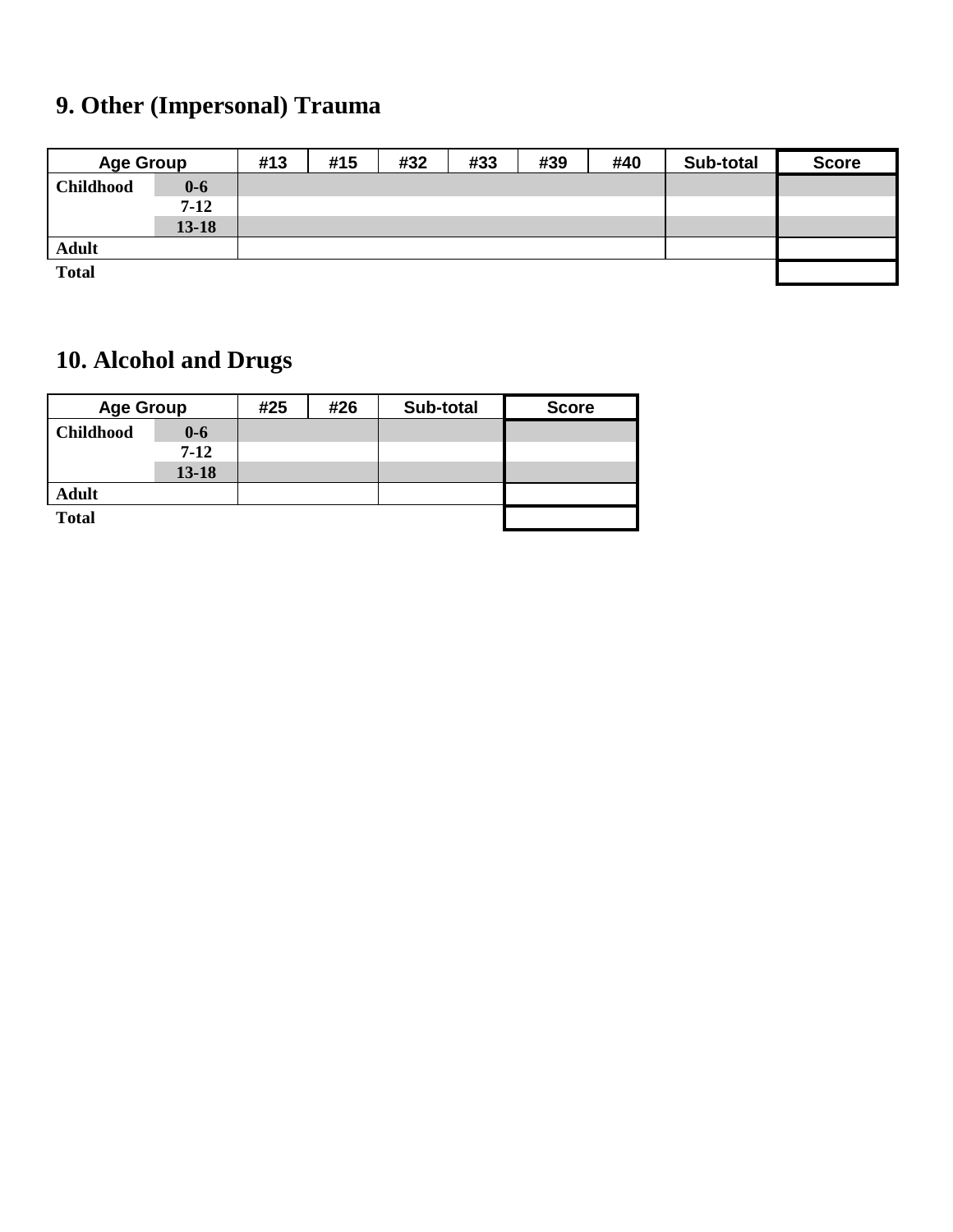## 9. Other (Impersonal) Trauma

| Age Group | | #13 | #15 | #32 | #33 | #39 | #40 | Sub-total | Score |
|---|---|---|---|---|---|---|---|---|---|
| **Childhood** | **0-6** | | | | | | | | |
| | **7-12** | | | | | | | | |
| | **13-18** | | | | | | | | |
| **Adult** | | | | | | | | | |
| **Total** | | | | | | | | | |

## 10. Alcohol and Drugs

| Age Group | | #25 | #26 | Sub-total | Score |
|---|---|---|---|---|---|
| **Childhood** | **0-6** | | | | |
| | **7-12** | | | | |
| | **13-18** | | | | |
| **Adult** | | | | | |
| **Total** | | | | | |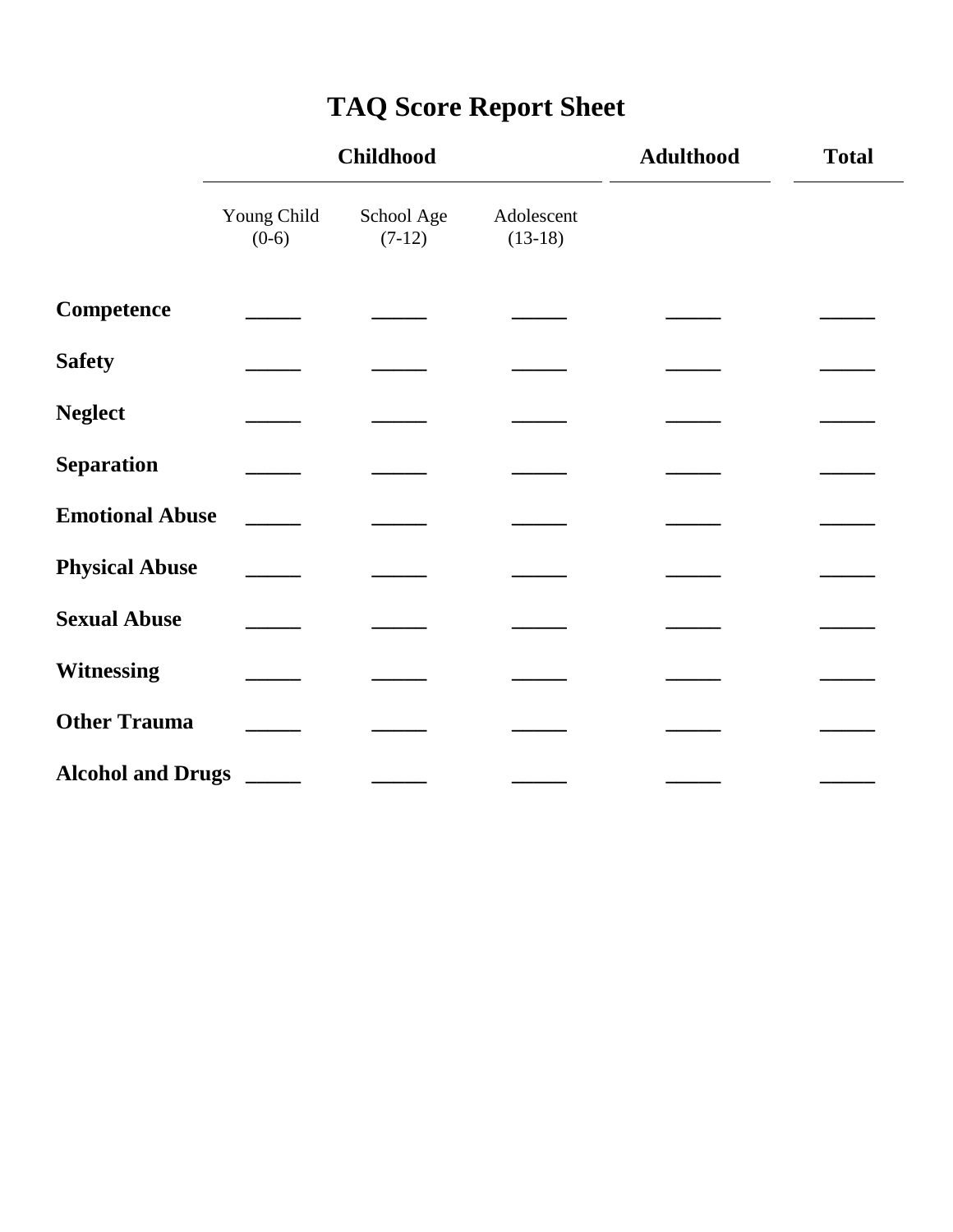# TAQ Score Report Sheet

| | Childhood | | | Adulthood | Total |
|---|---|---|---|---|---|
| | Young Child (0-6) | School Age (7-12) | Adolescent (13-18) | | |
| **Competence** | _____ | _____ | _____ | _____ | _____ |
| **Safety** | _____ | _____ | _____ | _____ | _____ |
| **Neglect** | _____ | _____ | _____ | _____ | _____ |
| **Separation** | _____ | _____ | _____ | _____ | _____ |
| **Emotional Abuse** | _____ | _____ | _____ | _____ | _____ |
| **Physical Abuse** | _____ | _____ | _____ | _____ | _____ |
| **Sexual Abuse** | _____ | _____ | _____ | _____ | _____ |
| **Witnessing** | _____ | _____ | _____ | _____ | _____ |
| **Other Trauma** | _____ | _____ | _____ | _____ | _____ |
| **Alcohol and Drugs** | _____ | _____ | _____ | _____ | _____ |